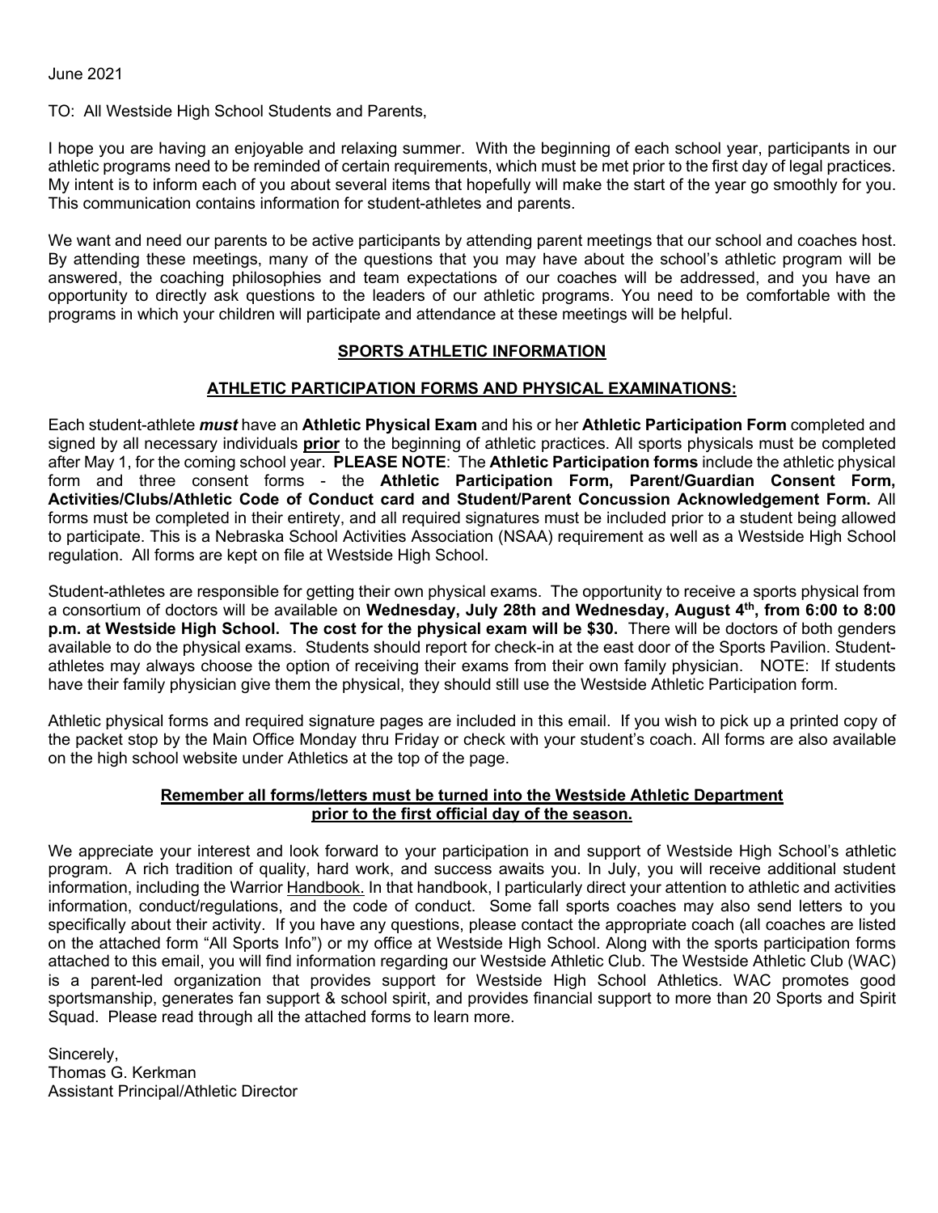June 2021

TO: All Westside High School Students and Parents,

I hope you are having an enjoyable and relaxing summer. With the beginning of each school year, participants in our athletic programs need to be reminded of certain requirements, which must be met prior to the first day of legal practices. My intent is to inform each of you about several items that hopefully will make the start of the year go smoothly for you. This communication contains information for student-athletes and parents.

We want and need our parents to be active participants by attending parent meetings that our school and coaches host. By attending these meetings, many of the questions that you may have about the school's athletic program will be answered, the coaching philosophies and team expectations of our coaches will be addressed, and you have an opportunity to directly ask questions to the leaders of our athletic programs. You need to be comfortable with the programs in which your children will participate and attendance at these meetings will be helpful.

## SPORTS ATHLETIC INFORMATION

### ATHLETIC PARTICIPATION FORMS AND PHYSICAL EXAMINATIONS:

Each student-athlete ***must*** have an **Athletic Physical Exam** and his or her **Athletic Participation Form** completed and signed by all necessary individuals **prior** to the beginning of athletic practices. All sports physicals must be completed after May 1, for the coming school year. **PLEASE NOTE**: The **Athletic Participation forms** include the athletic physical form and three consent forms - the **Athletic Participation Form, Parent/Guardian Consent Form, Activities/Clubs/Athletic Code of Conduct card and Student/Parent Concussion Acknowledgement Form.** All forms must be completed in their entirety, and all required signatures must be included prior to a student being allowed to participate. This is a Nebraska School Activities Association (NSAA) requirement as well as a Westside High School regulation. All forms are kept on file at Westside High School.

Student-athletes are responsible for getting their own physical exams. The opportunity to receive a sports physical from a consortium of doctors will be available on **Wednesday, July 28th and Wednesday, August 4th, from 6:00 to 8:00 p.m. at Westside High School. The cost for the physical exam will be $30.** There will be doctors of both genders available to do the physical exams. Students should report for check-in at the east door of the Sports Pavilion. Student-athletes may always choose the option of receiving their exams from their own family physician. NOTE: If students have their family physician give them the physical, they should still use the Westside Athletic Participation form.

Athletic physical forms and required signature pages are included in this email. If you wish to pick up a printed copy of the packet stop by the Main Office Monday thru Friday or check with your student's coach. All forms are also available on the high school website under Athletics at the top of the page.

**Remember all forms/letters must be turned into the Westside Athletic Department prior to the first official day of the season.**

We appreciate your interest and look forward to your participation in and support of Westside High School's athletic program. A rich tradition of quality, hard work, and success awaits you. In July, you will receive additional student information, including the Warrior Handbook. In that handbook, I particularly direct your attention to athletic and activities information, conduct/regulations, and the code of conduct. Some fall sports coaches may also send letters to you specifically about their activity. If you have any questions, please contact the appropriate coach (all coaches are listed on the attached form "All Sports Info") or my office at Westside High School. Along with the sports participation forms attached to this email, you will find information regarding our Westside Athletic Club. The Westside Athletic Club (WAC) is a parent-led organization that provides support for Westside High School Athletics. WAC promotes good sportsmanship, generates fan support & school spirit, and provides financial support to more than 20 Sports and Spirit Squad. Please read through all the attached forms to learn more.

Sincerely,
Thomas G. Kerkman
Assistant Principal/Athletic Director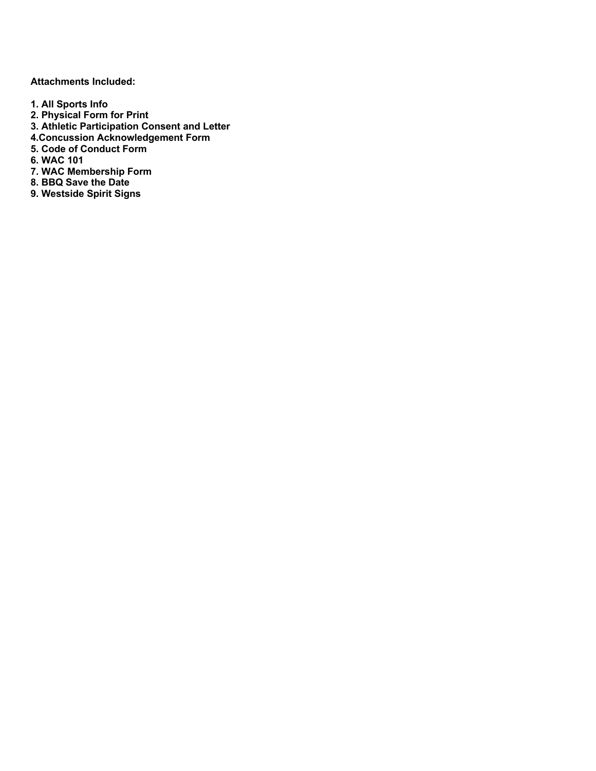**Attachments Included:**

1. All Sports Info
2. Physical Form for Print
3. Athletic Participation Consent and Letter
4. Concussion Acknowledgement Form
5. Code of Conduct Form
6. WAC 101
7. WAC Membership Form
8. BBQ Save the Date
9. Westside Spirit Signs